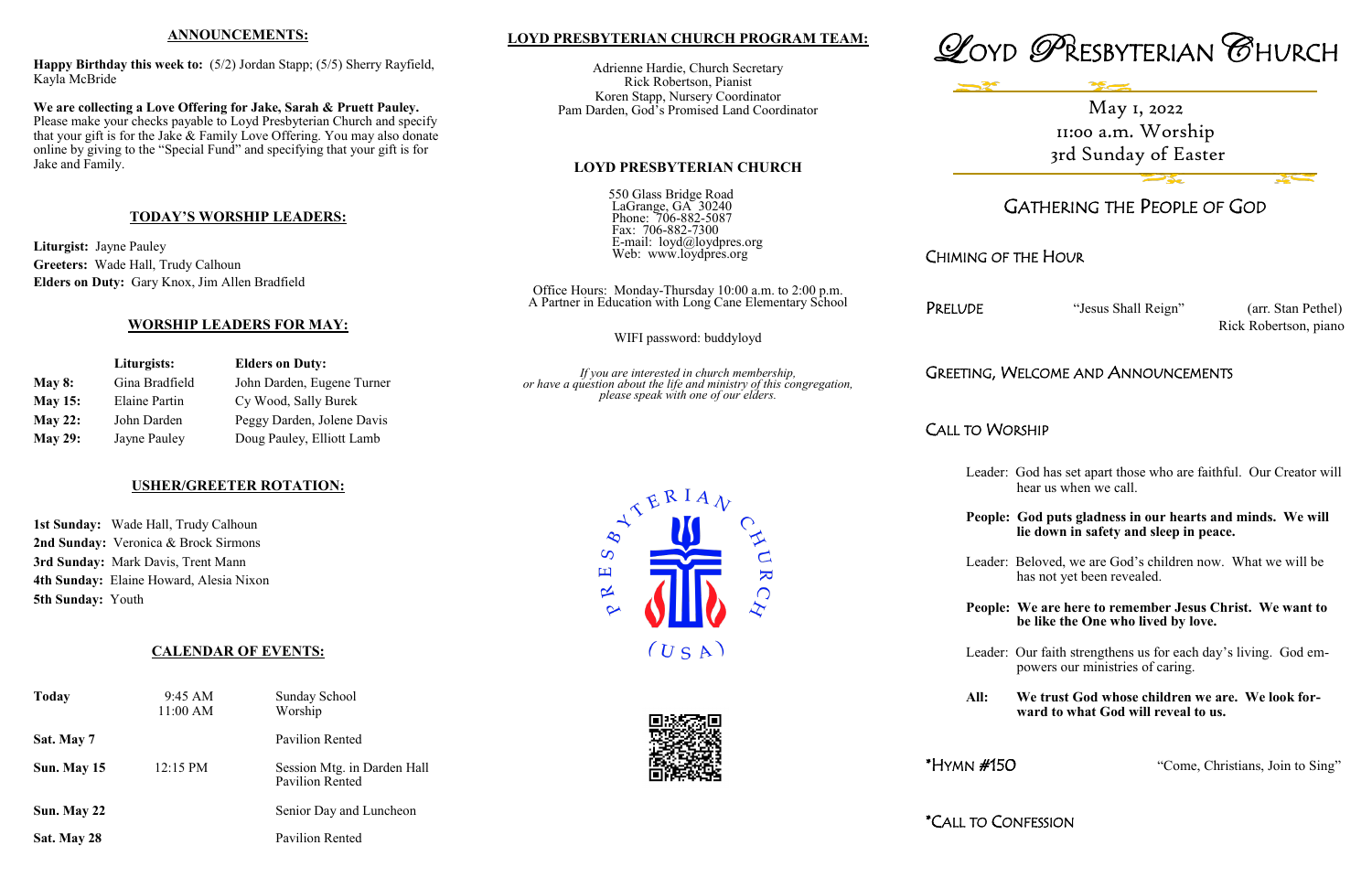## ANNOUNCEMENTS:

**Happy Birthday this week to:** (5/2) Jordan Stapp; (5/5) Sherry Rayfield, Kayla McBride

**We are collecting a Love Offering for Jake, Sarah & Pruett Pauley.** Please make your checks payable to Loyd Presbyterian Church and specify that your gift is for the Jake & Family Love Offering. You may also donate online by giving to the "Special Fund" and specifying that your gift is for Jake and Family.

## TODAY'S WORSHIP LEADERS:

**Liturgist:** Jayne Pauley
**Greeters:** Wade Hall, Trudy Calhoun
**Elders on Duty:** Gary Knox, Jim Allen Bradfield

## WORSHIP LEADERS FOR MAY:

| | Liturgists: | Elders on Duty: |
|---|---|---|
| **May 8:** | Gina Bradfield | John Darden, Eugene Turner |
| **May 15:** | Elaine Partin | Cy Wood, Sally Burek |
| **May 22:** | John Darden | Peggy Darden, Jolene Davis |
| **May 29:** | Jayne Pauley | Doug Pauley, Elliott Lamb |

## USHER/GREETER ROTATION:

**1st Sunday:** Wade Hall, Trudy Calhoun
**2nd Sunday:** Veronica & Brock Sirmons
**3rd Sunday:** Mark Davis, Trent Mann
**4th Sunday:** Elaine Howard, Alesia Nixon
**5th Sunday:** Youth

## CALENDAR OF EVENTS:

| | | |
|---|---|---|
| **Today** | 9:45 AM<br>11:00 AM | Sunday School<br>Worship |
| **Sat. May 7** | | Pavilion Rented |
| **Sun. May 15** | 12:15 PM | Session Mtg. in Darden Hall<br>Pavilion Rented |
| **Sun. May 22** | | Senior Day and Luncheon |
| **Sat. May 28** | | Pavilion Rented |

## LOYD PRESBYTERIAN CHURCH PROGRAM TEAM:

Adrienne Hardie, Church Secretary
Rick Robertson, Pianist
Koren Stapp, Nursery Coordinator
Pam Darden, God's Promised Land Coordinator

## LOYD PRESBYTERIAN CHURCH

550 Glass Bridge Road
LaGrange, GA 30240
Phone: 706-882-5087
Fax: 706-882-7300
E-mail: loyd@loydpres.org
Web: www.loydpres.org

Office Hours: Monday-Thursday 10:00 a.m. to 2:00 p.m.
A Partner in Education with Long Cane Elementary School

WIFI password: buddyloyd

*If you are interested in church membership, or have a question about the life and ministry of this congregation, please speak with one of our elders.*

PRESBYTERIAN CHURCH (USA)

# LOYD PRESBYTERIAN CHURCH

May 1, 2022
11:00 a.m. Worship
3rd Sunday of Easter

## GATHERING THE PEOPLE OF GOD

CHIMING OF THE HOUR

PRELUDE "Jesus Shall Reign" (arr. Stan Pethel)
Rick Robertson, piano

GREETING, WELCOME AND ANNOUNCEMENTS

CALL TO WORSHIP

Leader: God has set apart those who are faithful. Our Creator will hear us when we call.

**People: God puts gladness in our hearts and minds. We will lie down in safety and sleep in peace.**

Leader: Beloved, we are God's children now. What we will be has not yet been revealed.

**People: We are here to remember Jesus Christ. We want to be like the One who lived by love.**

Leader: Our faith strengthens us for each day's living. God empowers our ministries of caring.

**All: We trust God whose children we are. We look forward to what God will reveal to us.**

*HYMN #150 "Come, Christians, Join to Sing"

*CALL TO CONFESSION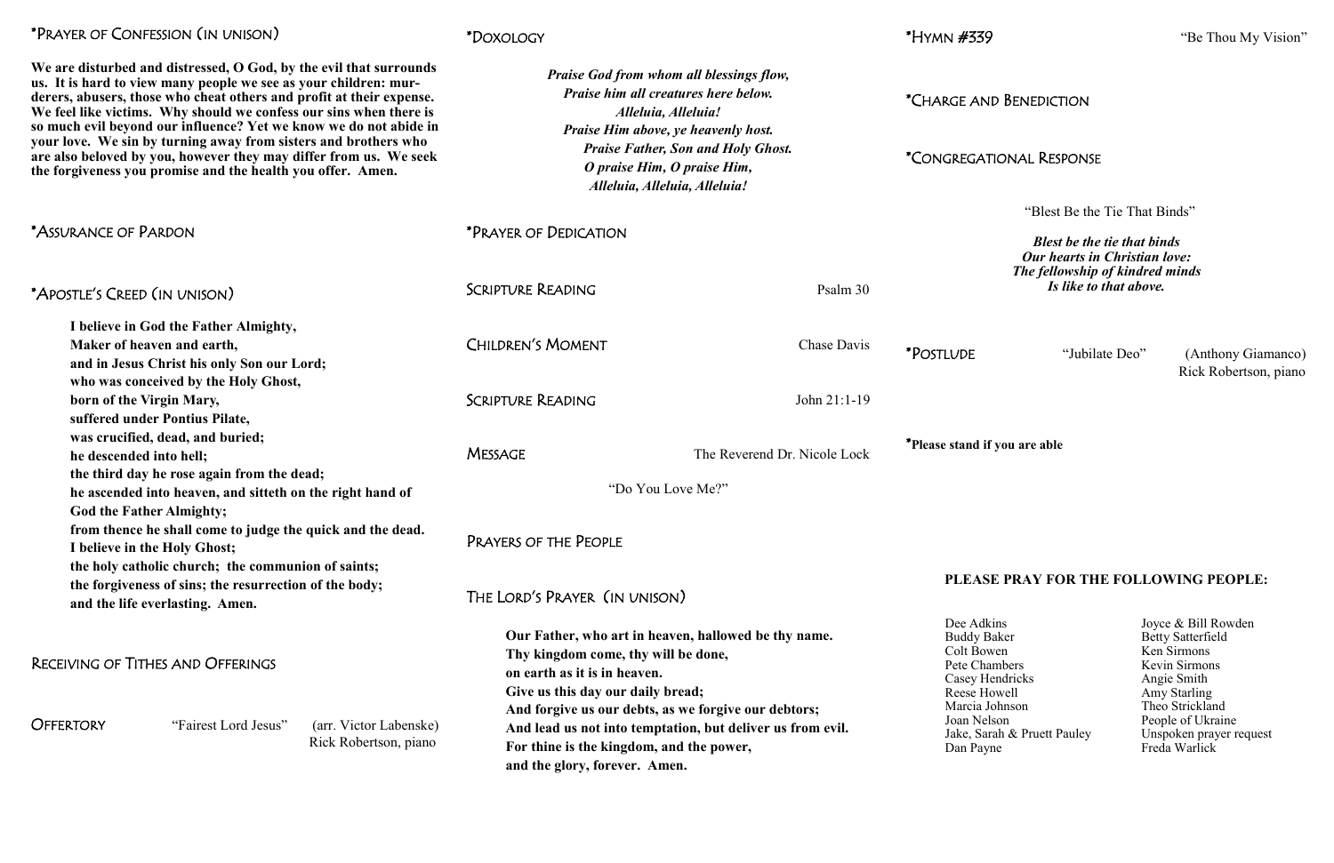## *Prayer of Confession (in unison)

**We are disturbed and distressed, O God, by the evil that surrounds us. It is hard to view many people we see as your children: murderers, abusers, those who cheat others and profit at their expense. We feel like victims. Why should we confess our sins when there is so much evil beyond our influence? Yet we know we do not abide in your love. We sin by turning away from sisters and brothers who are also beloved by you, however they may differ from us. We seek the forgiveness you promise and the health you offer. Amen.**

## *Assurance of Pardon

## *Apostle's Creed (in unison)

**I believe in God the Father Almighty,**
**Maker of heaven and earth,**
**and in Jesus Christ his only Son our Lord;**
**who was conceived by the Holy Ghost,**
**born of the Virgin Mary,**
**suffered under Pontius Pilate,**
**was crucified, dead, and buried;**
**he descended into hell;**
**the third day he rose again from the dead;**
**he ascended into heaven, and sitteth on the right hand of God the Father Almighty;**
**from thence he shall come to judge the quick and the dead.**
**I believe in the Holy Ghost;**
**the holy catholic church; the communion of saints;**
**the forgiveness of sins; the resurrection of the body;**
**and the life everlasting. Amen.**

## Receiving of Tithes and Offerings

**Offertory** "Fairest Lord Jesus" (arr. Victor Labenske)
Rick Robertson, piano

## *Doxology

***Praise God from whom all blessings flow,***
***Praise him all creatures here below.***
***Alleluia, Alleluia!***
***Praise Him above, ye heavenly host.***
***Praise Father, Son and Holy Ghost.***
***O praise Him, O praise Him,***
***Alleluia, Alleluia, Alleluia!***

## *Prayer of Dedication

**Scripture Reading** Psalm 30

**Children's Moment** Chase Davis

**Scripture Reading** John 21:1-19

**Message** The Reverend Dr. Nicole Lock

"Do You Love Me?"

## Prayers of the People

## The Lord's Prayer (in unison)

**Our Father, who art in heaven, hallowed be thy name.**
**Thy kingdom come, thy will be done,**
**on earth as it is in heaven.**
**Give us this day our daily bread;**
**And forgive us our debts, as we forgive our debtors;**
**And lead us not into temptation, but deliver us from evil.**
**For thine is the kingdom, and the power,**
**and the glory, forever. Amen.**

## *Hymn #339 "Be Thou My Vision"

## *Charge and Benediction

## *Congregational Response

"Blest Be the Tie That Binds"

***Blest be the tie that binds***
***Our hearts in Christian love:***
***The fellowship of kindred minds***
***Is like to that above.***

**\*Postlude** "Jubilate Deo" (Anthony Giamanco)
Rick Robertson, piano

**\*Please stand if you are able**

### PLEASE PRAY FOR THE FOLLOWING PEOPLE:

Dee Adkins
Buddy Baker
Colt Bowen
Pete Chambers
Casey Hendricks
Reese Howell
Marcia Johnson
Joan Nelson
Jake, Sarah & Pruett Pauley
Dan Payne
Joyce & Bill Rowden
Betty Satterfield
Ken Sirmons
Kevin Sirmons
Angie Smith
Amy Starling
Theo Strickland
People of Ukraine
Unspoken prayer request
Freda Warlick